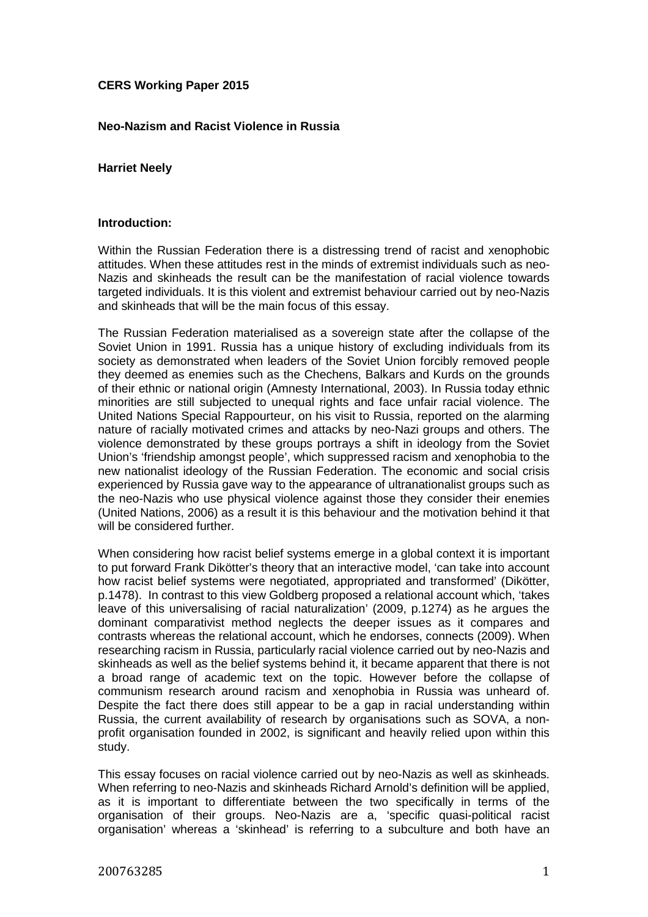**CERS Working Paper 2015**

**Neo-Nazism and Racist Violence in Russia**

**Harriet Neely**

**Introduction:**

Within the Russian Federation there is a distressing trend of racist and xenophobic attitudes. When these attitudes rest in the minds of extremist individuals such as neo-Nazis and skinheads the result can be the manifestation of racial violence towards targeted individuals. It is this violent and extremist behaviour carried out by neo-Nazis and skinheads that will be the main focus of this essay.

The Russian Federation materialised as a sovereign state after the collapse of the Soviet Union in 1991. Russia has a unique history of excluding individuals from its society as demonstrated when leaders of the Soviet Union forcibly removed people they deemed as enemies such as the Chechens, Balkars and Kurds on the grounds of their ethnic or national origin (Amnesty International, 2003). In Russia today ethnic minorities are still subjected to unequal rights and face unfair racial violence. The United Nations Special Rappourteur, on his visit to Russia, reported on the alarming nature of racially motivated crimes and attacks by neo-Nazi groups and others. The violence demonstrated by these groups portrays a shift in ideology from the Soviet Union's 'friendship amongst people', which suppressed racism and xenophobia to the new nationalist ideology of the Russian Federation. The economic and social crisis experienced by Russia gave way to the appearance of ultranationalist groups such as the neo-Nazis who use physical violence against those they consider their enemies (United Nations, 2006) as a result it is this behaviour and the motivation behind it that will be considered further.

When considering how racist belief systems emerge in a global context it is important to put forward Frank Dikötter's theory that an interactive model, 'can take into account how racist belief systems were negotiated, appropriated and transformed' (Dikötter, p.1478). In contrast to this view Goldberg proposed a relational account which, 'takes leave of this universalising of racial naturalization' (2009, p.1274) as he argues the dominant comparativist method neglects the deeper issues as it compares and contrasts whereas the relational account, which he endorses, connects (2009). When researching racism in Russia, particularly racial violence carried out by neo-Nazis and skinheads as well as the belief systems behind it, it became apparent that there is not a broad range of academic text on the topic. However before the collapse of communism research around racism and xenophobia in Russia was unheard of. Despite the fact there does still appear to be a gap in racial understanding within Russia, the current availability of research by organisations such as SOVA, a non-profit organisation founded in 2002, is significant and heavily relied upon within this study.

This essay focuses on racial violence carried out by neo-Nazis as well as skinheads. When referring to neo-Nazis and skinheads Richard Arnold's definition will be applied, as it is important to differentiate between the two specifically in terms of the organisation of their groups. Neo-Nazis are a, 'specific quasi-political racist organisation' whereas a 'skinhead' is referring to a subculture and both have an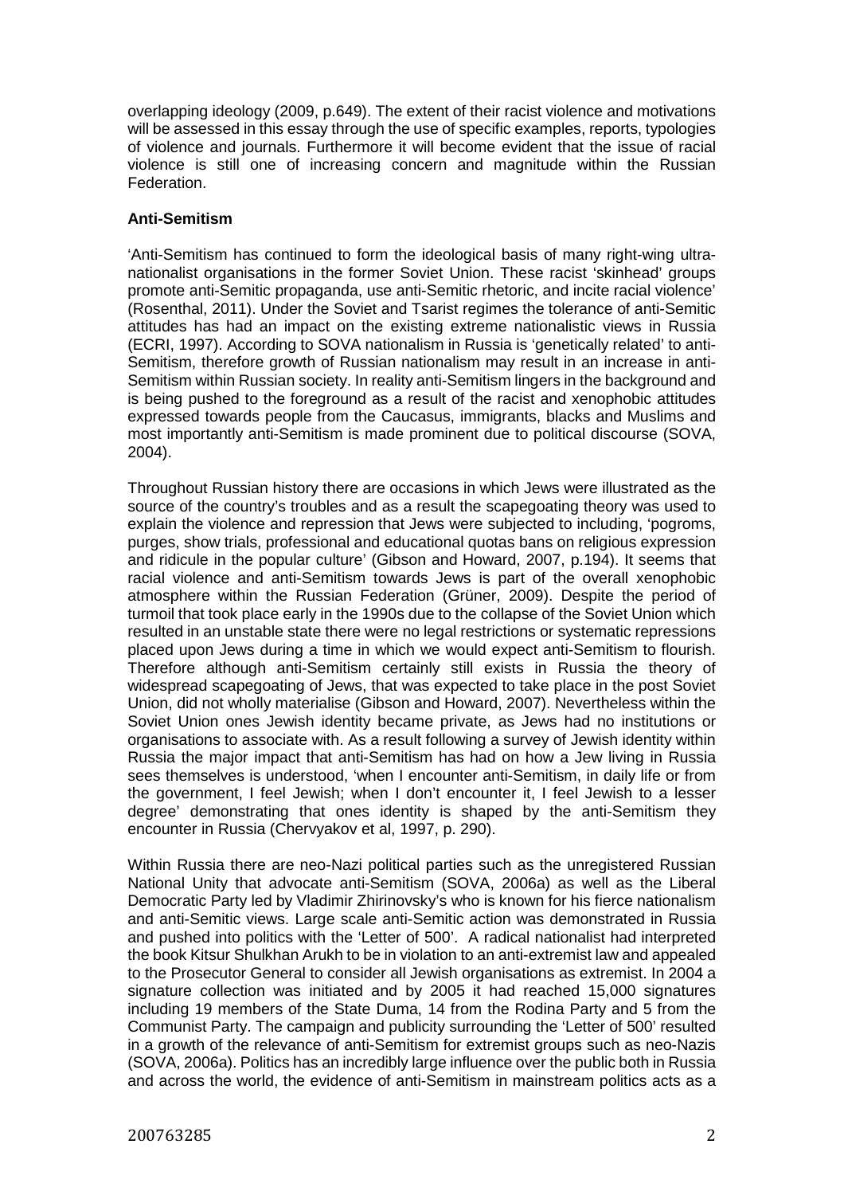overlapping ideology (2009, p.649). The extent of their racist violence and motivations will be assessed in this essay through the use of specific examples, reports, typologies of violence and journals. Furthermore it will become evident that the issue of racial violence is still one of increasing concern and magnitude within the Russian Federation.

**Anti-Semitism**

'Anti-Semitism has continued to form the ideological basis of many right-wing ultra-nationalist organisations in the former Soviet Union. These racist 'skinhead' groups promote anti-Semitic propaganda, use anti-Semitic rhetoric, and incite racial violence' (Rosenthal, 2011). Under the Soviet and Tsarist regimes the tolerance of anti-Semitic attitudes has had an impact on the existing extreme nationalistic views in Russia (ECRI, 1997). According to SOVA nationalism in Russia is 'genetically related' to anti-Semitism, therefore growth of Russian nationalism may result in an increase in anti-Semitism within Russian society. In reality anti-Semitism lingers in the background and is being pushed to the foreground as a result of the racist and xenophobic attitudes expressed towards people from the Caucasus, immigrants, blacks and Muslims and most importantly anti-Semitism is made prominent due to political discourse (SOVA, 2004).

Throughout Russian history there are occasions in which Jews were illustrated as the source of the country's troubles and as a result the scapegoating theory was used to explain the violence and repression that Jews were subjected to including, 'pogroms, purges, show trials, professional and educational quotas bans on religious expression and ridicule in the popular culture' (Gibson and Howard, 2007, p.194). It seems that racial violence and anti-Semitism towards Jews is part of the overall xenophobic atmosphere within the Russian Federation (Grüner, 2009). Despite the period of turmoil that took place early in the 1990s due to the collapse of the Soviet Union which resulted in an unstable state there were no legal restrictions or systematic repressions placed upon Jews during a time in which we would expect anti-Semitism to flourish. Therefore although anti-Semitism certainly still exists in Russia the theory of widespread scapegoating of Jews, that was expected to take place in the post Soviet Union, did not wholly materialise (Gibson and Howard, 2007). Nevertheless within the Soviet Union ones Jewish identity became private, as Jews had no institutions or organisations to associate with. As a result following a survey of Jewish identity within Russia the major impact that anti-Semitism has had on how a Jew living in Russia sees themselves is understood, 'when I encounter anti-Semitism, in daily life or from the government, I feel Jewish; when I don't encounter it, I feel Jewish to a lesser degree' demonstrating that ones identity is shaped by the anti-Semitism they encounter in Russia (Chervyakov et al, 1997, p. 290).

Within Russia there are neo-Nazi political parties such as the unregistered Russian National Unity that advocate anti-Semitism (SOVA, 2006a) as well as the Liberal Democratic Party led by Vladimir Zhirinovsky's who is known for his fierce nationalism and anti-Semitic views. Large scale anti-Semitic action was demonstrated in Russia and pushed into politics with the 'Letter of 500'. A radical nationalist had interpreted the book Kitsur Shulkhan Arukh to be in violation to an anti-extremist law and appealed to the Prosecutor General to consider all Jewish organisations as extremist. In 2004 a signature collection was initiated and by 2005 it had reached 15,000 signatures including 19 members of the State Duma, 14 from the Rodina Party and 5 from the Communist Party. The campaign and publicity surrounding the 'Letter of 500' resulted in a growth of the relevance of anti-Semitism for extremist groups such as neo-Nazis (SOVA, 2006a). Politics has an incredibly large influence over the public both in Russia and across the world, the evidence of anti-Semitism in mainstream politics acts as a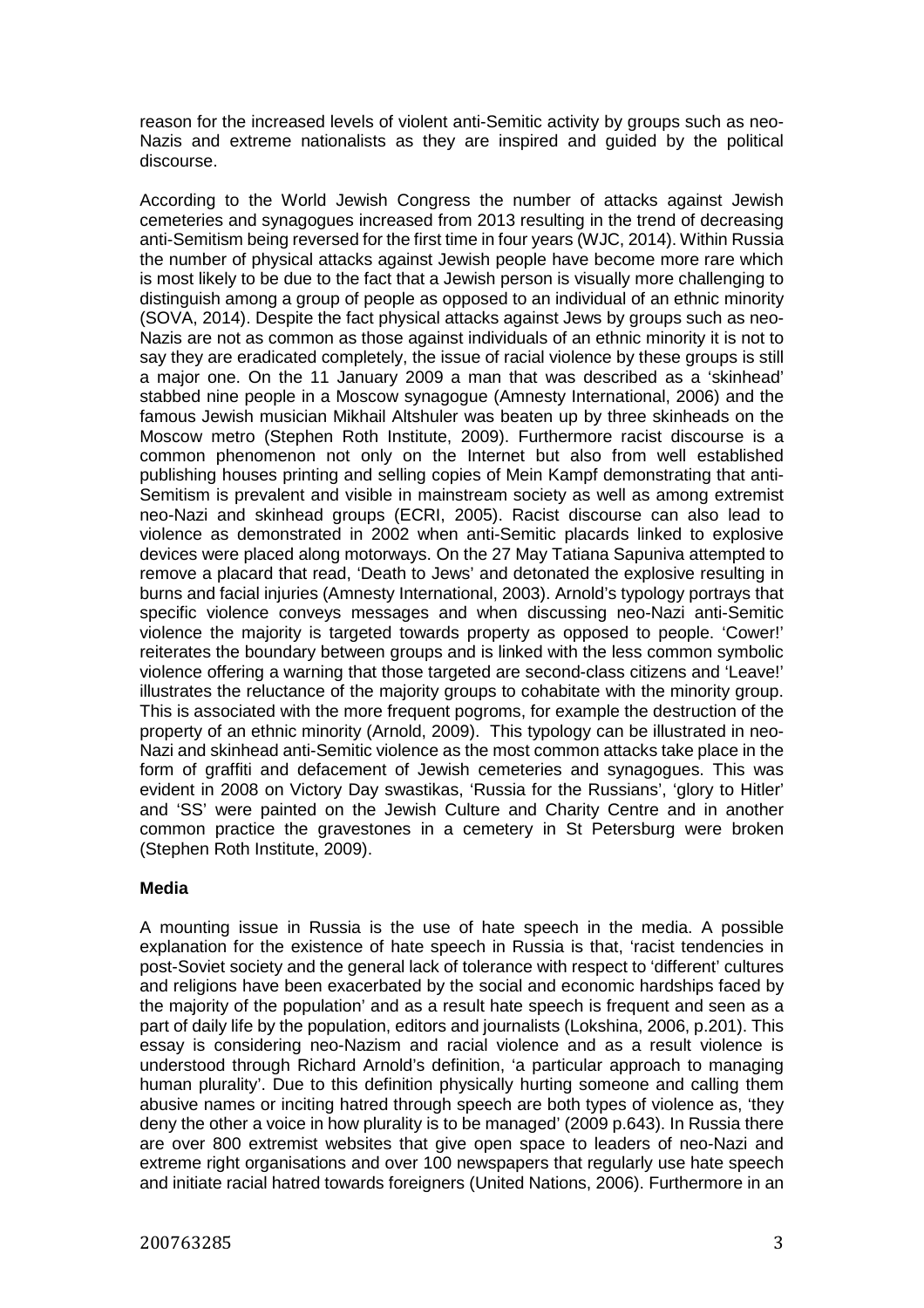reason for the increased levels of violent anti-Semitic activity by groups such as neo-Nazis and extreme nationalists as they are inspired and guided by the political discourse.

According to the World Jewish Congress the number of attacks against Jewish cemeteries and synagogues increased from 2013 resulting in the trend of decreasing anti-Semitism being reversed for the first time in four years (WJC, 2014). Within Russia the number of physical attacks against Jewish people have become more rare which is most likely to be due to the fact that a Jewish person is visually more challenging to distinguish among a group of people as opposed to an individual of an ethnic minority (SOVA, 2014). Despite the fact physical attacks against Jews by groups such as neo-Nazis are not as common as those against individuals of an ethnic minority it is not to say they are eradicated completely, the issue of racial violence by these groups is still a major one. On the 11 January 2009 a man that was described as a 'skinhead' stabbed nine people in a Moscow synagogue (Amnesty International, 2006) and the famous Jewish musician Mikhail Altshuler was beaten up by three skinheads on the Moscow metro (Stephen Roth Institute, 2009). Furthermore racist discourse is a common phenomenon not only on the Internet but also from well established publishing houses printing and selling copies of Mein Kampf demonstrating that anti-Semitism is prevalent and visible in mainstream society as well as among extremist neo-Nazi and skinhead groups (ECRI, 2005). Racist discourse can also lead to violence as demonstrated in 2002 when anti-Semitic placards linked to explosive devices were placed along motorways. On the 27 May Tatiana Sapuniva attempted to remove a placard that read, 'Death to Jews' and detonated the explosive resulting in burns and facial injuries (Amnesty International, 2003). Arnold's typology portrays that specific violence conveys messages and when discussing neo-Nazi anti-Semitic violence the majority is targeted towards property as opposed to people. 'Cower!' reiterates the boundary between groups and is linked with the less common symbolic violence offering a warning that those targeted are second-class citizens and 'Leave!' illustrates the reluctance of the majority groups to cohabitate with the minority group. This is associated with the more frequent pogroms, for example the destruction of the property of an ethnic minority (Arnold, 2009). This typology can be illustrated in neo-Nazi and skinhead anti-Semitic violence as the most common attacks take place in the form of graffiti and defacement of Jewish cemeteries and synagogues. This was evident in 2008 on Victory Day swastikas, 'Russia for the Russians', 'glory to Hitler' and 'SS' were painted on the Jewish Culture and Charity Centre and in another common practice the gravestones in a cemetery in St Petersburg were broken (Stephen Roth Institute, 2009).

**Media**

A mounting issue in Russia is the use of hate speech in the media. A possible explanation for the existence of hate speech in Russia is that, 'racist tendencies in post-Soviet society and the general lack of tolerance with respect to 'different' cultures and religions have been exacerbated by the social and economic hardships faced by the majority of the population' and as a result hate speech is frequent and seen as a part of daily life by the population, editors and journalists (Lokshina, 2006, p.201). This essay is considering neo-Nazism and racial violence and as a result violence is understood through Richard Arnold's definition, 'a particular approach to managing human plurality'. Due to this definition physically hurting someone and calling them abusive names or inciting hatred through speech are both types of violence as, 'they deny the other a voice in how plurality is to be managed' (2009 p.643). In Russia there are over 800 extremist websites that give open space to leaders of neo-Nazi and extreme right organisations and over 100 newspapers that regularly use hate speech and initiate racial hatred towards foreigners (United Nations, 2006). Furthermore in an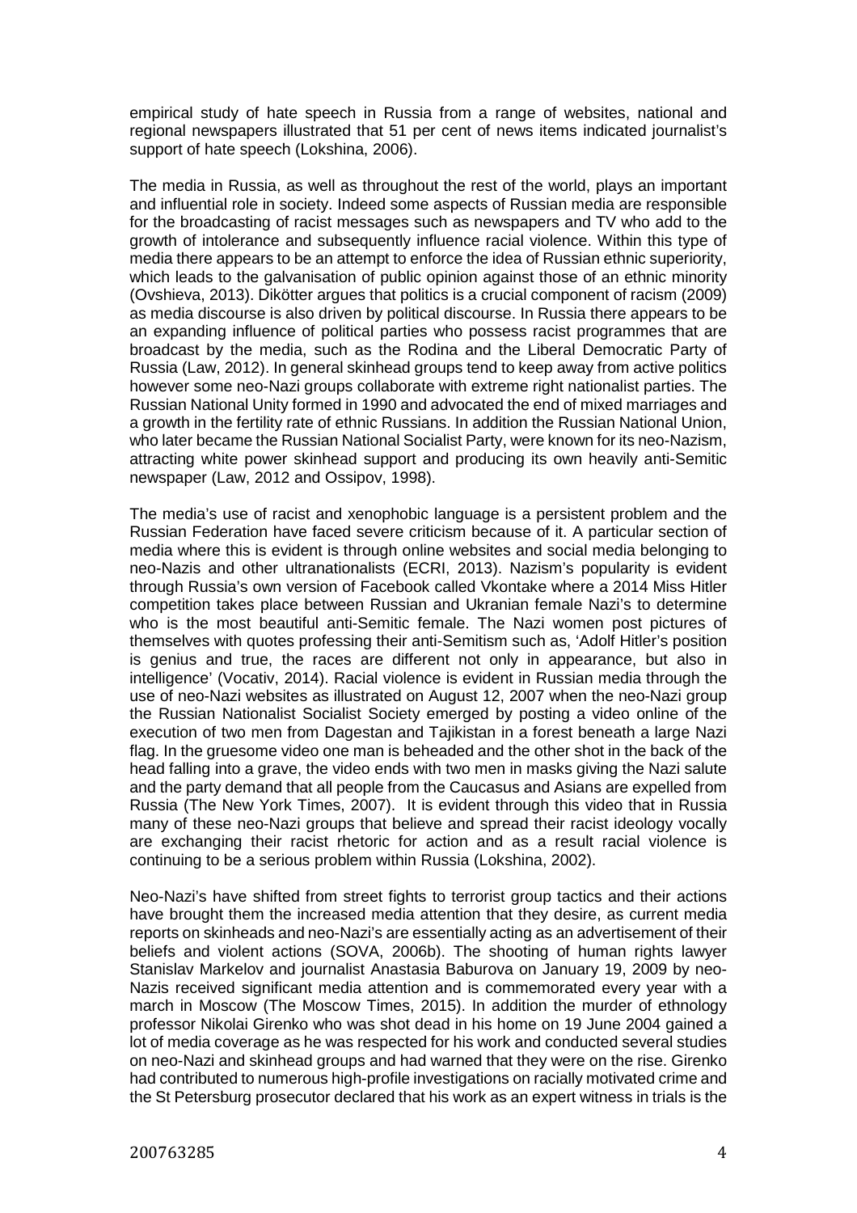empirical study of hate speech in Russia from a range of websites, national and regional newspapers illustrated that 51 per cent of news items indicated journalist's support of hate speech (Lokshina, 2006).

The media in Russia, as well as throughout the rest of the world, plays an important and influential role in society. Indeed some aspects of Russian media are responsible for the broadcasting of racist messages such as newspapers and TV who add to the growth of intolerance and subsequently influence racial violence. Within this type of media there appears to be an attempt to enforce the idea of Russian ethnic superiority, which leads to the galvanisation of public opinion against those of an ethnic minority (Ovshieva, 2013). Dikötter argues that politics is a crucial component of racism (2009) as media discourse is also driven by political discourse. In Russia there appears to be an expanding influence of political parties who possess racist programmes that are broadcast by the media, such as the Rodina and the Liberal Democratic Party of Russia (Law, 2012). In general skinhead groups tend to keep away from active politics however some neo-Nazi groups collaborate with extreme right nationalist parties. The Russian National Unity formed in 1990 and advocated the end of mixed marriages and a growth in the fertility rate of ethnic Russians. In addition the Russian National Union, who later became the Russian National Socialist Party, were known for its neo-Nazism, attracting white power skinhead support and producing its own heavily anti-Semitic newspaper (Law, 2012 and Ossipov, 1998).

The media's use of racist and xenophobic language is a persistent problem and the Russian Federation have faced severe criticism because of it. A particular section of media where this is evident is through online websites and social media belonging to neo-Nazis and other ultranationalists (ECRI, 2013). Nazism's popularity is evident through Russia's own version of Facebook called Vkontake where a 2014 Miss Hitler competition takes place between Russian and Ukranian female Nazi's to determine who is the most beautiful anti-Semitic female. The Nazi women post pictures of themselves with quotes professing their anti-Semitism such as, 'Adolf Hitler's position is genius and true, the races are different not only in appearance, but also in intelligence' (Vocativ, 2014). Racial violence is evident in Russian media through the use of neo-Nazi websites as illustrated on August 12, 2007 when the neo-Nazi group the Russian Nationalist Socialist Society emerged by posting a video online of the execution of two men from Dagestan and Tajikistan in a forest beneath a large Nazi flag. In the gruesome video one man is beheaded and the other shot in the back of the head falling into a grave, the video ends with two men in masks giving the Nazi salute and the party demand that all people from the Caucasus and Asians are expelled from Russia (The New York Times, 2007). It is evident through this video that in Russia many of these neo-Nazi groups that believe and spread their racist ideology vocally are exchanging their racist rhetoric for action and as a result racial violence is continuing to be a serious problem within Russia (Lokshina, 2002).

Neo-Nazi's have shifted from street fights to terrorist group tactics and their actions have brought them the increased media attention that they desire, as current media reports on skinheads and neo-Nazi's are essentially acting as an advertisement of their beliefs and violent actions (SOVA, 2006b). The shooting of human rights lawyer Stanislav Markelov and journalist Anastasia Baburova on January 19, 2009 by neo-Nazis received significant media attention and is commemorated every year with a march in Moscow (The Moscow Times, 2015). In addition the murder of ethnology professor Nikolai Girenko who was shot dead in his home on 19 June 2004 gained a lot of media coverage as he was respected for his work and conducted several studies on neo-Nazi and skinhead groups and had warned that they were on the rise. Girenko had contributed to numerous high-profile investigations on racially motivated crime and the St Petersburg prosecutor declared that his work as an expert witness in trials is the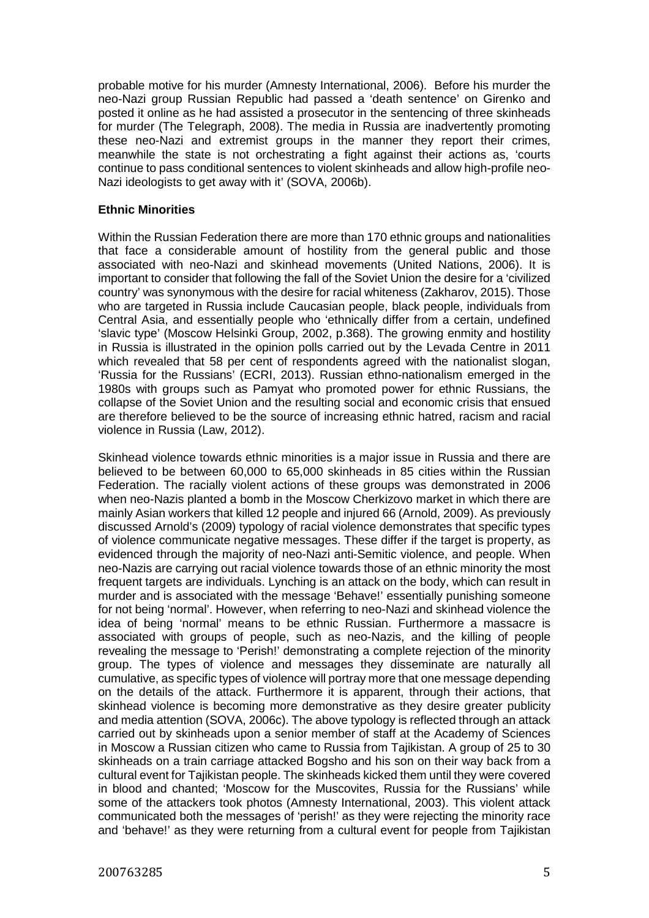probable motive for his murder (Amnesty International, 2006). Before his murder the neo-Nazi group Russian Republic had passed a 'death sentence' on Girenko and posted it online as he had assisted a prosecutor in the sentencing of three skinheads for murder (The Telegraph, 2008). The media in Russia are inadvertently promoting these neo-Nazi and extremist groups in the manner they report their crimes, meanwhile the state is not orchestrating a fight against their actions as, 'courts continue to pass conditional sentences to violent skinheads and allow high-profile neo-Nazi ideologists to get away with it' (SOVA, 2006b).

**Ethnic Minorities**

Within the Russian Federation there are more than 170 ethnic groups and nationalities that face a considerable amount of hostility from the general public and those associated with neo-Nazi and skinhead movements (United Nations, 2006). It is important to consider that following the fall of the Soviet Union the desire for a 'civilized country' was synonymous with the desire for racial whiteness (Zakharov, 2015). Those who are targeted in Russia include Caucasian people, black people, individuals from Central Asia, and essentially people who 'ethnically differ from a certain, undefined 'slavic type' (Moscow Helsinki Group, 2002, p.368). The growing enmity and hostility in Russia is illustrated in the opinion polls carried out by the Levada Centre in 2011 which revealed that 58 per cent of respondents agreed with the nationalist slogan, 'Russia for the Russians' (ECRI, 2013). Russian ethno-nationalism emerged in the 1980s with groups such as Pamyat who promoted power for ethnic Russians, the collapse of the Soviet Union and the resulting social and economic crisis that ensued are therefore believed to be the source of increasing ethnic hatred, racism and racial violence in Russia (Law, 2012).

Skinhead violence towards ethnic minorities is a major issue in Russia and there are believed to be between 60,000 to 65,000 skinheads in 85 cities within the Russian Federation. The racially violent actions of these groups was demonstrated in 2006 when neo-Nazis planted a bomb in the Moscow Cherkizovo market in which there are mainly Asian workers that killed 12 people and injured 66 (Arnold, 2009). As previously discussed Arnold's (2009) typology of racial violence demonstrates that specific types of violence communicate negative messages. These differ if the target is property, as evidenced through the majority of neo-Nazi anti-Semitic violence, and people. When neo-Nazis are carrying out racial violence towards those of an ethnic minority the most frequent targets are individuals. Lynching is an attack on the body, which can result in murder and is associated with the message 'Behave!' essentially punishing someone for not being 'normal'. However, when referring to neo-Nazi and skinhead violence the idea of being 'normal' means to be ethnic Russian. Furthermore a massacre is associated with groups of people, such as neo-Nazis, and the killing of people revealing the message to 'Perish!' demonstrating a complete rejection of the minority group. The types of violence and messages they disseminate are naturally all cumulative, as specific types of violence will portray more that one message depending on the details of the attack. Furthermore it is apparent, through their actions, that skinhead violence is becoming more demonstrative as they desire greater publicity and media attention (SOVA, 2006c). The above typology is reflected through an attack carried out by skinheads upon a senior member of staff at the Academy of Sciences in Moscow a Russian citizen who came to Russia from Tajikistan. A group of 25 to 30 skinheads on a train carriage attacked Bogsho and his son on their way back from a cultural event for Tajikistan people. The skinheads kicked them until they were covered in blood and chanted; 'Moscow for the Muscovites, Russia for the Russians' while some of the attackers took photos (Amnesty International, 2003). This violent attack communicated both the messages of 'perish!' as they were rejecting the minority race and 'behave!' as they were returning from a cultural event for people from Tajikistan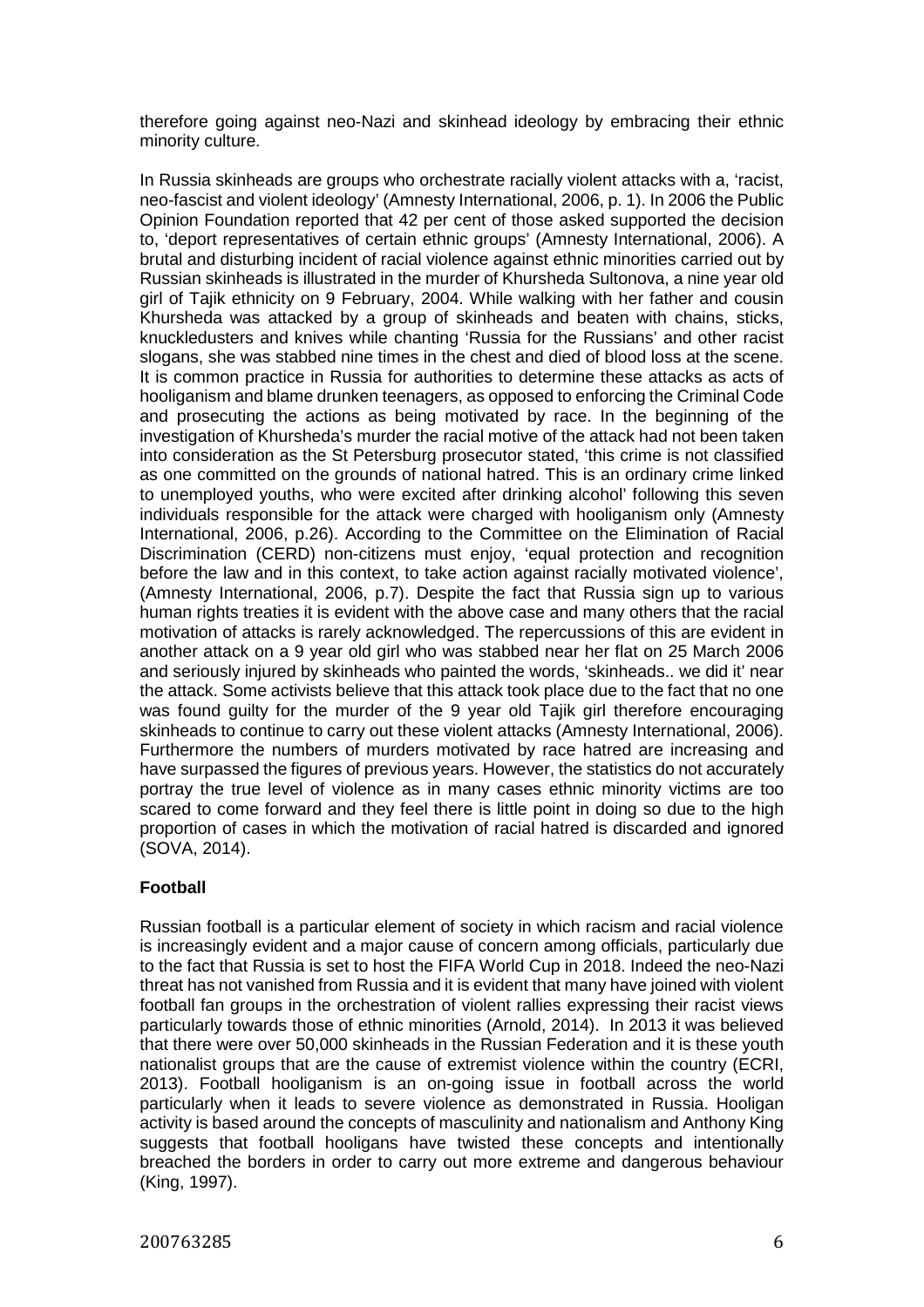therefore going against neo-Nazi and skinhead ideology by embracing their ethnic minority culture.

In Russia skinheads are groups who orchestrate racially violent attacks with a, 'racist, neo-fascist and violent ideology' (Amnesty International, 2006, p. 1). In 2006 the Public Opinion Foundation reported that 42 per cent of those asked supported the decision to, 'deport representatives of certain ethnic groups' (Amnesty International, 2006). A brutal and disturbing incident of racial violence against ethnic minorities carried out by Russian skinheads is illustrated in the murder of Khursheda Sultonova, a nine year old girl of Tajik ethnicity on 9 February, 2004. While walking with her father and cousin Khursheda was attacked by a group of skinheads and beaten with chains, sticks, knuckledusters and knives while chanting 'Russia for the Russians' and other racist slogans, she was stabbed nine times in the chest and died of blood loss at the scene. It is common practice in Russia for authorities to determine these attacks as acts of hooliganism and blame drunken teenagers, as opposed to enforcing the Criminal Code and prosecuting the actions as being motivated by race. In the beginning of the investigation of Khursheda's murder the racial motive of the attack had not been taken into consideration as the St Petersburg prosecutor stated, 'this crime is not classified as one committed on the grounds of national hatred. This is an ordinary crime linked to unemployed youths, who were excited after drinking alcohol' following this seven individuals responsible for the attack were charged with hooliganism only (Amnesty International, 2006, p.26). According to the Committee on the Elimination of Racial Discrimination (CERD) non-citizens must enjoy, 'equal protection and recognition before the law and in this context, to take action against racially motivated violence', (Amnesty International, 2006, p.7). Despite the fact that Russia sign up to various human rights treaties it is evident with the above case and many others that the racial motivation of attacks is rarely acknowledged. The repercussions of this are evident in another attack on a 9 year old girl who was stabbed near her flat on 25 March 2006 and seriously injured by skinheads who painted the words, 'skinheads.. we did it' near the attack. Some activists believe that this attack took place due to the fact that no one was found guilty for the murder of the 9 year old Tajik girl therefore encouraging skinheads to continue to carry out these violent attacks (Amnesty International, 2006). Furthermore the numbers of murders motivated by race hatred are increasing and have surpassed the figures of previous years. However, the statistics do not accurately portray the true level of violence as in many cases ethnic minority victims are too scared to come forward and they feel there is little point in doing so due to the high proportion of cases in which the motivation of racial hatred is discarded and ignored (SOVA, 2014).

**Football**

Russian football is a particular element of society in which racism and racial violence is increasingly evident and a major cause of concern among officials, particularly due to the fact that Russia is set to host the FIFA World Cup in 2018. Indeed the neo-Nazi threat has not vanished from Russia and it is evident that many have joined with violent football fan groups in the orchestration of violent rallies expressing their racist views particularly towards those of ethnic minorities (Arnold, 2014). In 2013 it was believed that there were over 50,000 skinheads in the Russian Federation and it is these youth nationalist groups that are the cause of extremist violence within the country (ECRI, 2013). Football hooliganism is an on-going issue in football across the world particularly when it leads to severe violence as demonstrated in Russia. Hooligan activity is based around the concepts of masculinity and nationalism and Anthony King suggests that football hooligans have twisted these concepts and intentionally breached the borders in order to carry out more extreme and dangerous behaviour (King, 1997).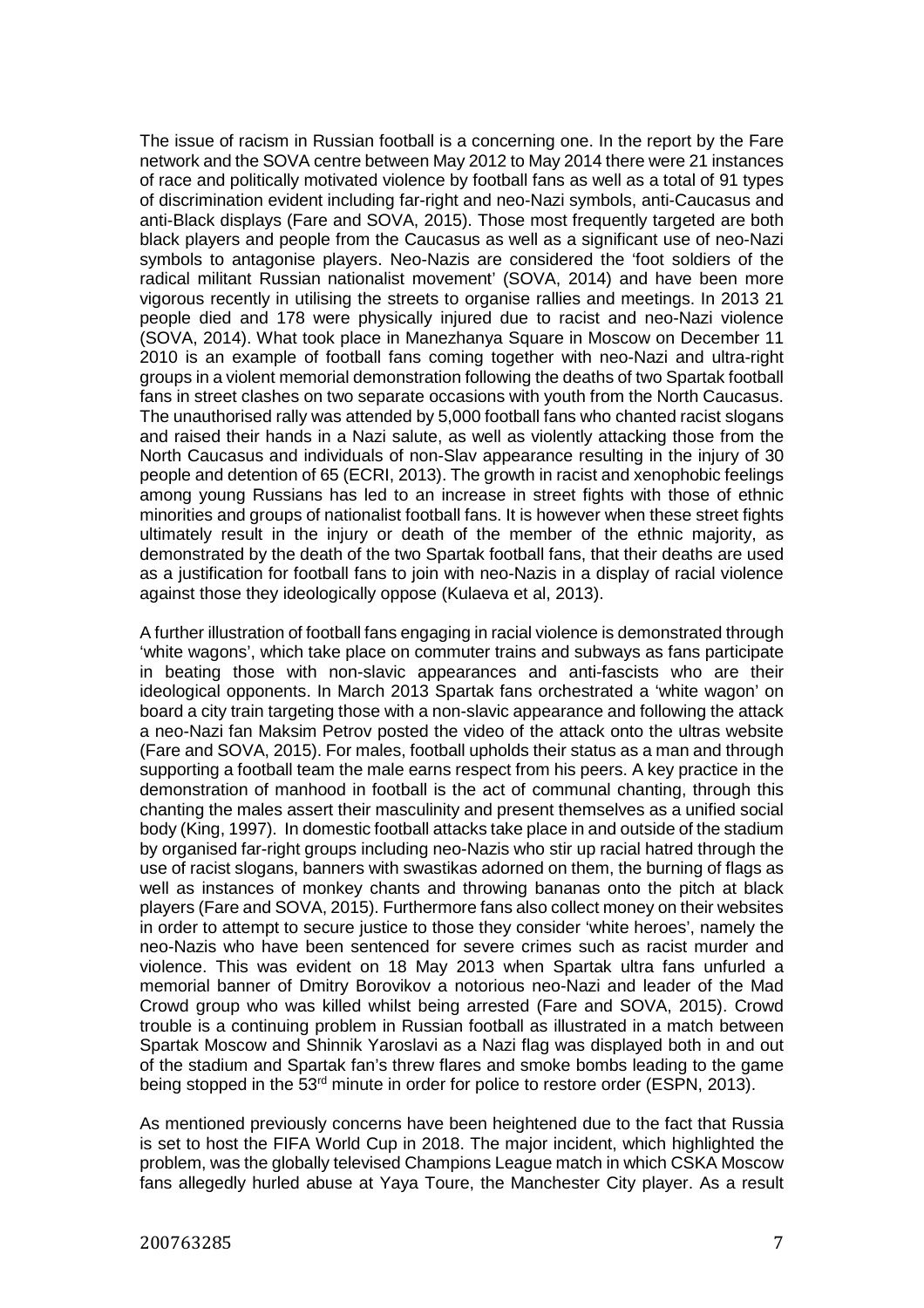The issue of racism in Russian football is a concerning one. In the report by the Fare network and the SOVA centre between May 2012 to May 2014 there were 21 instances of race and politically motivated violence by football fans as well as a total of 91 types of discrimination evident including far-right and neo-Nazi symbols, anti-Caucasus and anti-Black displays (Fare and SOVA, 2015). Those most frequently targeted are both black players and people from the Caucasus as well as a significant use of neo-Nazi symbols to antagonise players. Neo-Nazis are considered the 'foot soldiers of the radical militant Russian nationalist movement' (SOVA, 2014) and have been more vigorous recently in utilising the streets to organise rallies and meetings. In 2013 21 people died and 178 were physically injured due to racist and neo-Nazi violence (SOVA, 2014). What took place in Manezhanya Square in Moscow on December 11 2010 is an example of football fans coming together with neo-Nazi and ultra-right groups in a violent memorial demonstration following the deaths of two Spartak football fans in street clashes on two separate occasions with youth from the North Caucasus. The unauthorised rally was attended by 5,000 football fans who chanted racist slogans and raised their hands in a Nazi salute, as well as violently attacking those from the North Caucasus and individuals of non-Slav appearance resulting in the injury of 30 people and detention of 65 (ECRI, 2013). The growth in racist and xenophobic feelings among young Russians has led to an increase in street fights with those of ethnic minorities and groups of nationalist football fans. It is however when these street fights ultimately result in the injury or death of the member of the ethnic majority, as demonstrated by the death of the two Spartak football fans, that their deaths are used as a justification for football fans to join with neo-Nazis in a display of racial violence against those they ideologically oppose (Kulaeva et al, 2013).

A further illustration of football fans engaging in racial violence is demonstrated through 'white wagons', which take place on commuter trains and subways as fans participate in beating those with non-slavic appearances and anti-fascists who are their ideological opponents. In March 2013 Spartak fans orchestrated a 'white wagon' on board a city train targeting those with a non-slavic appearance and following the attack a neo-Nazi fan Maksim Petrov posted the video of the attack onto the ultras website (Fare and SOVA, 2015). For males, football upholds their status as a man and through supporting a football team the male earns respect from his peers. A key practice in the demonstration of manhood in football is the act of communal chanting, through this chanting the males assert their masculinity and present themselves as a unified social body (King, 1997). In domestic football attacks take place in and outside of the stadium by organised far-right groups including neo-Nazis who stir up racial hatred through the use of racist slogans, banners with swastikas adorned on them, the burning of flags as well as instances of monkey chants and throwing bananas onto the pitch at black players (Fare and SOVA, 2015). Furthermore fans also collect money on their websites in order to attempt to secure justice to those they consider 'white heroes', namely the neo-Nazis who have been sentenced for severe crimes such as racist murder and violence. This was evident on 18 May 2013 when Spartak ultra fans unfurled a memorial banner of Dmitry Borovikov a notorious neo-Nazi and leader of the Mad Crowd group who was killed whilst being arrested (Fare and SOVA, 2015). Crowd trouble is a continuing problem in Russian football as illustrated in a match between Spartak Moscow and Shinnik Yaroslavi as a Nazi flag was displayed both in and out of the stadium and Spartak fan's threw flares and smoke bombs leading to the game being stopped in the 53rd minute in order for police to restore order (ESPN, 2013).

As mentioned previously concerns have been heightened due to the fact that Russia is set to host the FIFA World Cup in 2018. The major incident, which highlighted the problem, was the globally televised Champions League match in which CSKA Moscow fans allegedly hurled abuse at Yaya Toure, the Manchester City player. As a result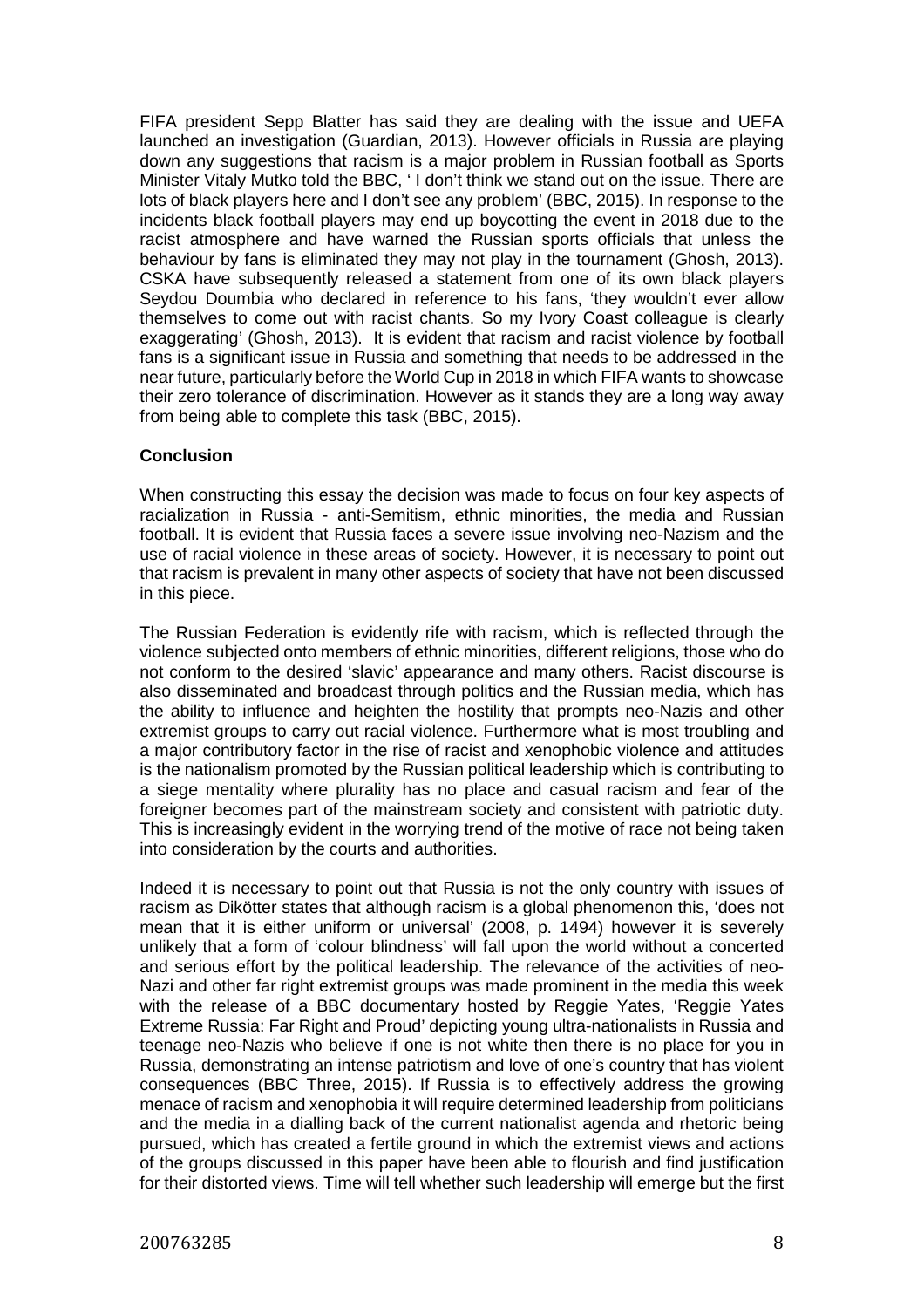FIFA president Sepp Blatter has said they are dealing with the issue and UEFA launched an investigation (Guardian, 2013). However officials in Russia are playing down any suggestions that racism is a major problem in Russian football as Sports Minister Vitaly Mutko told the BBC, ' I don't think we stand out on the issue. There are lots of black players here and I don't see any problem' (BBC, 2015). In response to the incidents black football players may end up boycotting the event in 2018 due to the racist atmosphere and have warned the Russian sports officials that unless the behaviour by fans is eliminated they may not play in the tournament (Ghosh, 2013). CSKA have subsequently released a statement from one of its own black players Seydou Doumbia who declared in reference to his fans, 'they wouldn't ever allow themselves to come out with racist chants. So my Ivory Coast colleague is clearly exaggerating' (Ghosh, 2013). It is evident that racism and racist violence by football fans is a significant issue in Russia and something that needs to be addressed in the near future, particularly before the World Cup in 2018 in which FIFA wants to showcase their zero tolerance of discrimination. However as it stands they are a long way away from being able to complete this task (BBC, 2015).

**Conclusion**

When constructing this essay the decision was made to focus on four key aspects of racialization in Russia - anti-Semitism, ethnic minorities, the media and Russian football. It is evident that Russia faces a severe issue involving neo-Nazism and the use of racial violence in these areas of society. However, it is necessary to point out that racism is prevalent in many other aspects of society that have not been discussed in this piece.

The Russian Federation is evidently rife with racism, which is reflected through the violence subjected onto members of ethnic minorities, different religions, those who do not conform to the desired 'slavic' appearance and many others. Racist discourse is also disseminated and broadcast through politics and the Russian media, which has the ability to influence and heighten the hostility that prompts neo-Nazis and other extremist groups to carry out racial violence. Furthermore what is most troubling and a major contributory factor in the rise of racist and xenophobic violence and attitudes is the nationalism promoted by the Russian political leadership which is contributing to a siege mentality where plurality has no place and casual racism and fear of the foreigner becomes part of the mainstream society and consistent with patriotic duty. This is increasingly evident in the worrying trend of the motive of race not being taken into consideration by the courts and authorities.

Indeed it is necessary to point out that Russia is not the only country with issues of racism as Dikötter states that although racism is a global phenomenon this, 'does not mean that it is either uniform or universal' (2008, p. 1494) however it is severely unlikely that a form of 'colour blindness' will fall upon the world without a concerted and serious effort by the political leadership. The relevance of the activities of neo-Nazi and other far right extremist groups was made prominent in the media this week with the release of a BBC documentary hosted by Reggie Yates, 'Reggie Yates Extreme Russia: Far Right and Proud' depicting young ultra-nationalists in Russia and teenage neo-Nazis who believe if one is not white then there is no place for you in Russia, demonstrating an intense patriotism and love of one's country that has violent consequences (BBC Three, 2015). If Russia is to effectively address the growing menace of racism and xenophobia it will require determined leadership from politicians and the media in a dialling back of the current nationalist agenda and rhetoric being pursued, which has created a fertile ground in which the extremist views and actions of the groups discussed in this paper have been able to flourish and find justification for their distorted views. Time will tell whether such leadership will emerge but the first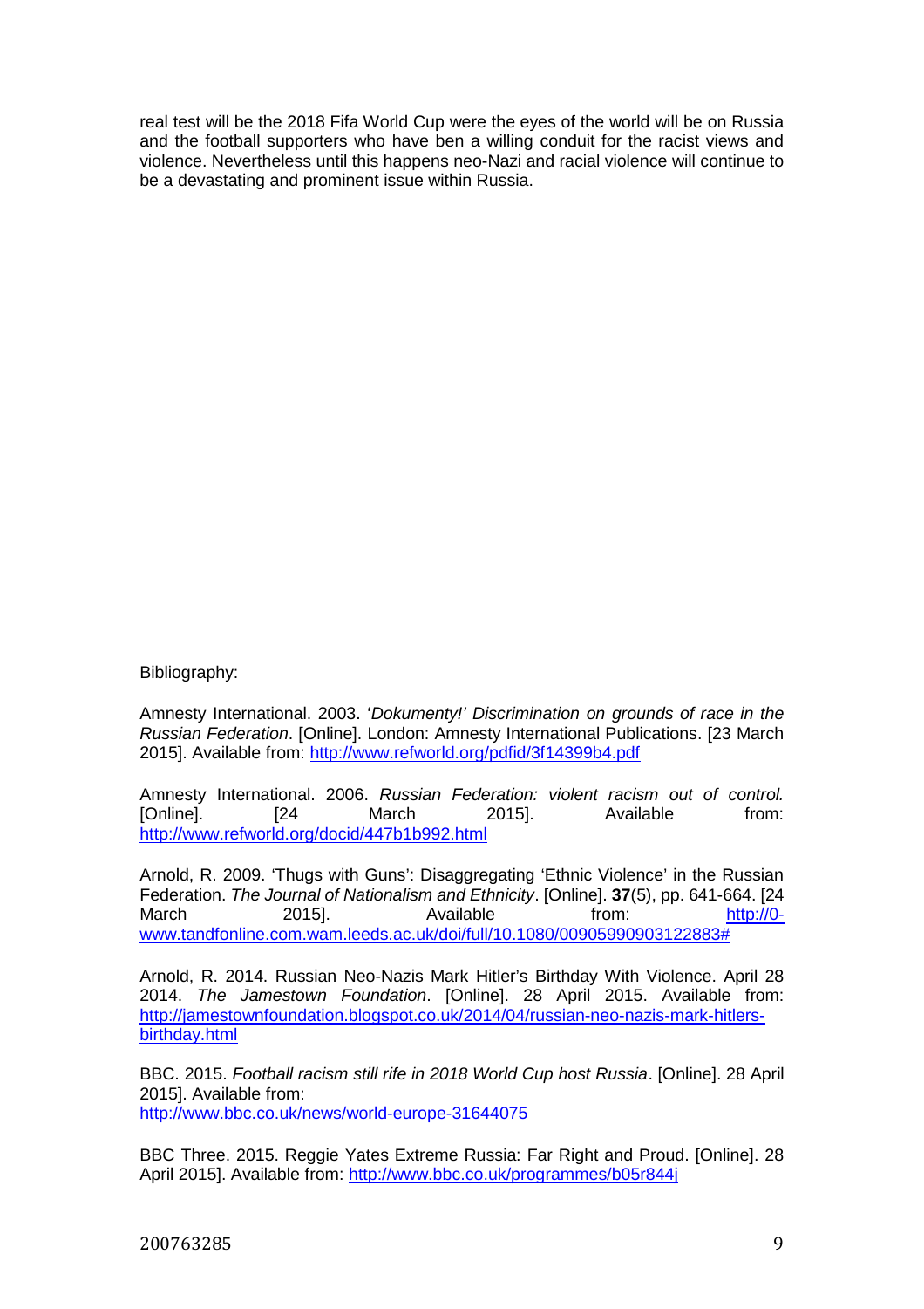real test will be the 2018 Fifa World Cup were the eyes of the world will be on Russia and the football supporters who have ben a willing conduit for the racist views and violence. Nevertheless until this happens neo-Nazi and racial violence will continue to be a devastating and prominent issue within Russia.

Bibliography:

Amnesty International. 2003. '*Dokumenty!' Discrimination on grounds of race in the Russian Federation*. [Online]. London: Amnesty International Publications. [23 March 2015]. Available from: http://www.refworld.org/pdfid/3f14399b4.pdf

Amnesty International. 2006. *Russian Federation: violent racism out of control.* [Online]. [24 March 2015]. Available from: http://www.refworld.org/docid/447b1b992.html

Arnold, R. 2009. 'Thugs with Guns': Disaggregating 'Ethnic Violence' in the Russian Federation. *The Journal of Nationalism and Ethnicity*. [Online]. **37**(5), pp. 641-664. [24 March 2015]. Available from: http://0-www.tandfonline.com.wam.leeds.ac.uk/doi/full/10.1080/00905990903122883#

Arnold, R. 2014. Russian Neo-Nazis Mark Hitler's Birthday With Violence. April 28 2014. *The Jamestown Foundation*. [Online]. 28 April 2015. Available from: http://jamestownfoundation.blogspot.co.uk/2014/04/russian-neo-nazis-mark-hitlers-birthday.html

BBC. 2015. *Football racism still rife in 2018 World Cup host Russia*. [Online]. 28 April 2015]. Available from:
http://www.bbc.co.uk/news/world-europe-31644075

BBC Three. 2015. Reggie Yates Extreme Russia: Far Right and Proud. [Online]. 28 April 2015]. Available from: http://www.bbc.co.uk/programmes/b05r844j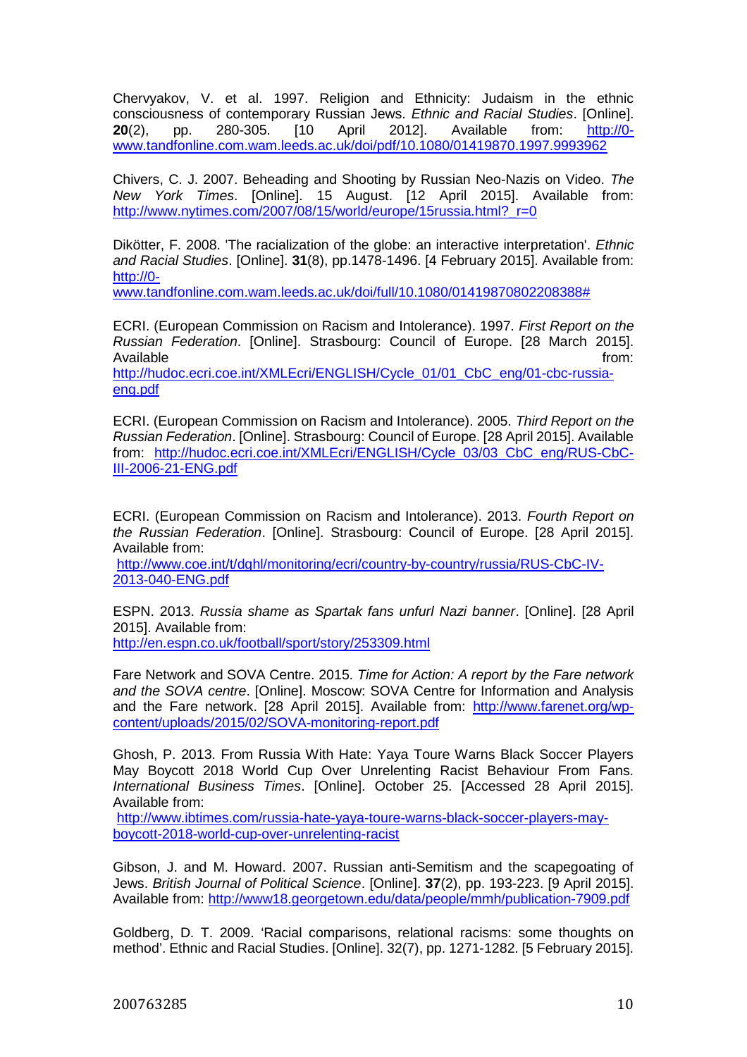Chervyakov, V. et al. 1997. Religion and Ethnicity: Judaism in the ethnic consciousness of contemporary Russian Jews. *Ethnic and Racial Studies*. [Online]. **20**(2), pp. 280-305. [10 April 2012]. Available from: http://0-www.tandfonline.com.wam.leeds.ac.uk/doi/pdf/10.1080/01419870.1997.9993962

Chivers, C. J. 2007. Beheading and Shooting by Russian Neo-Nazis on Video. *The New York Times*. [Online]. 15 August. [12 April 2015]. Available from: http://www.nytimes.com/2007/08/15/world/europe/15russia.html?_r=0

Dikötter, F. 2008. 'The racialization of the globe: an interactive interpretation'. *Ethnic and Racial Studies*. [Online]. **31**(8), pp.1478-1496. [4 February 2015]. Available from: http://0-www.tandfonline.com.wam.leeds.ac.uk/doi/full/10.1080/01419870802208388#

ECRI. (European Commission on Racism and Intolerance). 1997. *First Report on the Russian Federation*. [Online]. Strasbourg: Council of Europe. [28 March 2015]. Available from: http://hudoc.ecri.coe.int/XMLEcri/ENGLISH/Cycle_01/01_CbC_eng/01-cbc-russia-eng.pdf

ECRI. (European Commission on Racism and Intolerance). 2005. *Third Report on the Russian Federation*. [Online]. Strasbourg: Council of Europe. [28 April 2015]. Available from: http://hudoc.ecri.coe.int/XMLEcri/ENGLISH/Cycle_03/03_CbC_eng/RUS-CbC-III-2006-21-ENG.pdf

ECRI. (European Commission on Racism and Intolerance). 2013. *Fourth Report on the Russian Federation*. [Online]. Strasbourg: Council of Europe. [28 April 2015]. Available from: http://www.coe.int/t/dghl/monitoring/ecri/country-by-country/russia/RUS-CbC-IV-2013-040-ENG.pdf

ESPN. 2013. *Russia shame as Spartak fans unfurl Nazi banner*. [Online]. [28 April 2015]. Available from: http://en.espn.co.uk/football/sport/story/253309.html

Fare Network and SOVA Centre. 2015. *Time for Action: A report by the Fare network and the SOVA centre*. [Online]. Moscow: SOVA Centre for Information and Analysis and the Fare network. [28 April 2015]. Available from: http://www.farenet.org/wp-content/uploads/2015/02/SOVA-monitoring-report.pdf

Ghosh, P. 2013. From Russia With Hate: Yaya Toure Warns Black Soccer Players May Boycott 2018 World Cup Over Unrelenting Racist Behaviour From Fans. *International Business Times*. [Online]. October 25. [Accessed 28 April 2015]. Available from: http://www.ibtimes.com/russia-hate-yaya-toure-warns-black-soccer-players-may-boycott-2018-world-cup-over-unrelenting-racist

Gibson, J. and M. Howard. 2007. Russian anti-Semitism and the scapegoating of Jews. *British Journal of Political Science*. [Online]. **37**(2), pp. 193-223. [9 April 2015]. Available from: http://www18.georgetown.edu/data/people/mmh/publication-7909.pdf

Goldberg, D. T. 2009. 'Racial comparisons, relational racisms: some thoughts on method'. Ethnic and Racial Studies. [Online]. 32(7), pp. 1271-1282. [5 February 2015].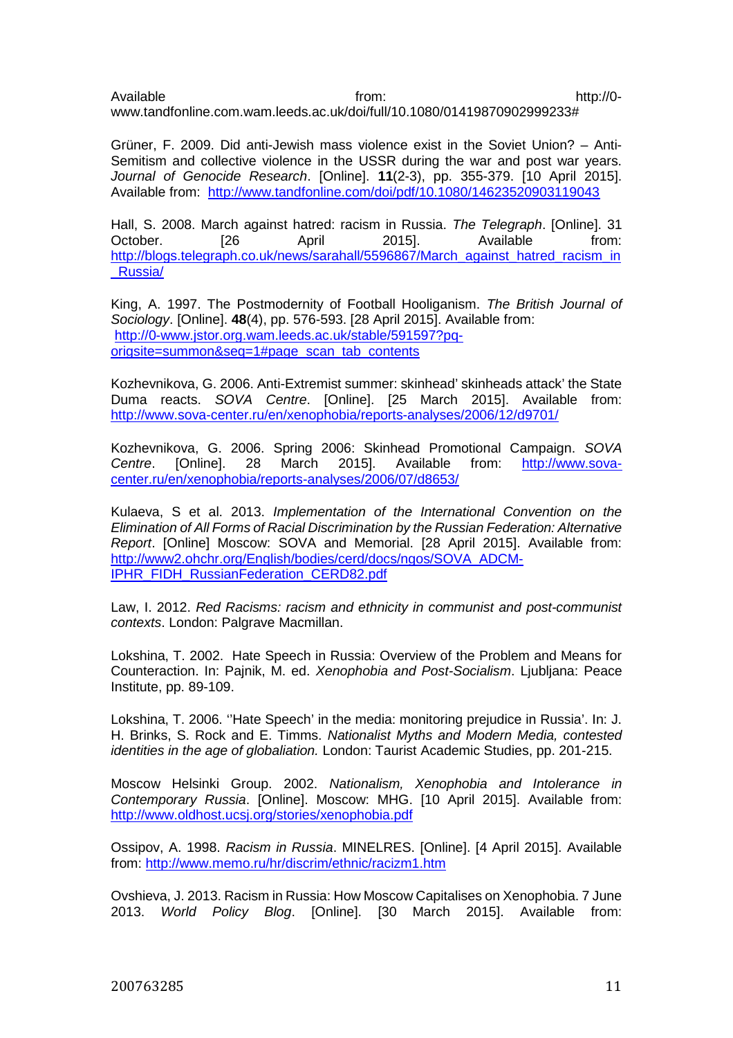Available from: http://0-www.tandfonline.com.wam.leeds.ac.uk/doi/full/10.1080/01419870902999233#

Grüner, F. 2009. Did anti-Jewish mass violence exist in the Soviet Union? – Anti-Semitism and collective violence in the USSR during the war and post war years. *Journal of Genocide Research*. [Online]. **11**(2-3), pp. 355-379. [10 April 2015]. Available from: http://www.tandfonline.com/doi/pdf/10.1080/14623520903119043

Hall, S. 2008. March against hatred: racism in Russia. *The Telegraph*. [Online]. 31 October. [26 April 2015]. Available from: http://blogs.telegraph.co.uk/news/sarahall/5596867/March_against_hatred_racism_in_Russia/

King, A. 1997. The Postmodernity of Football Hooliganism. *The British Journal of Sociology*. [Online]. **48**(4), pp. 576-593. [28 April 2015]. Available from: http://0-www.jstor.org.wam.leeds.ac.uk/stable/591597?pq-origsite=summon&seq=1#page_scan_tab_contents

Kozhevnikova, G. 2006. Anti-Extremist summer: skinhead' skinheads attack' the State Duma reacts. *SOVA Centre*. [Online]. [25 March 2015]. Available from: http://www.sova-center.ru/en/xenophobia/reports-analyses/2006/12/d9701/

Kozhevnikova, G. 2006. Spring 2006: Skinhead Promotional Campaign. *SOVA Centre*. [Online]. 28 March 2015]. Available from: http://www.sova-center.ru/en/xenophobia/reports-analyses/2006/07/d8653/

Kulaeva, S et al. 2013. *Implementation of the International Convention on the Elimination of All Forms of Racial Discrimination by the Russian Federation: Alternative Report*. [Online] Moscow: SOVA and Memorial. [28 April 2015]. Available from: http://www2.ohchr.org/English/bodies/cerd/docs/ngos/SOVA_ADCM-IPHR_FIDH_RussianFederation_CERD82.pdf

Law, I. 2012. *Red Racisms: racism and ethnicity in communist and post-communist contexts*. London: Palgrave Macmillan.

Lokshina, T. 2002. Hate Speech in Russia: Overview of the Problem and Means for Counteraction. In: Pajnik, M. ed. *Xenophobia and Post-Socialism*. Ljubljana: Peace Institute, pp. 89-109.

Lokshina, T. 2006. ''Hate Speech' in the media: monitoring prejudice in Russia'. In: J. H. Brinks, S. Rock and E. Timms. *Nationalist Myths and Modern Media, contested identities in the age of globaliation.* London: Taurist Academic Studies, pp. 201-215.

Moscow Helsinki Group. 2002. *Nationalism, Xenophobia and Intolerance in Contemporary Russia*. [Online]. Moscow: MHG. [10 April 2015]. Available from: http://www.oldhost.ucsj.org/stories/xenophobia.pdf

Ossipov, A. 1998. *Racism in Russia*. MINELRES. [Online]. [4 April 2015]. Available from: http://www.memo.ru/hr/discrim/ethnic/racizm1.htm

Ovshieva, J. 2013. Racism in Russia: How Moscow Capitalises on Xenophobia. 7 June 2013. *World Policy Blog*. [Online]. [30 March 2015]. Available from: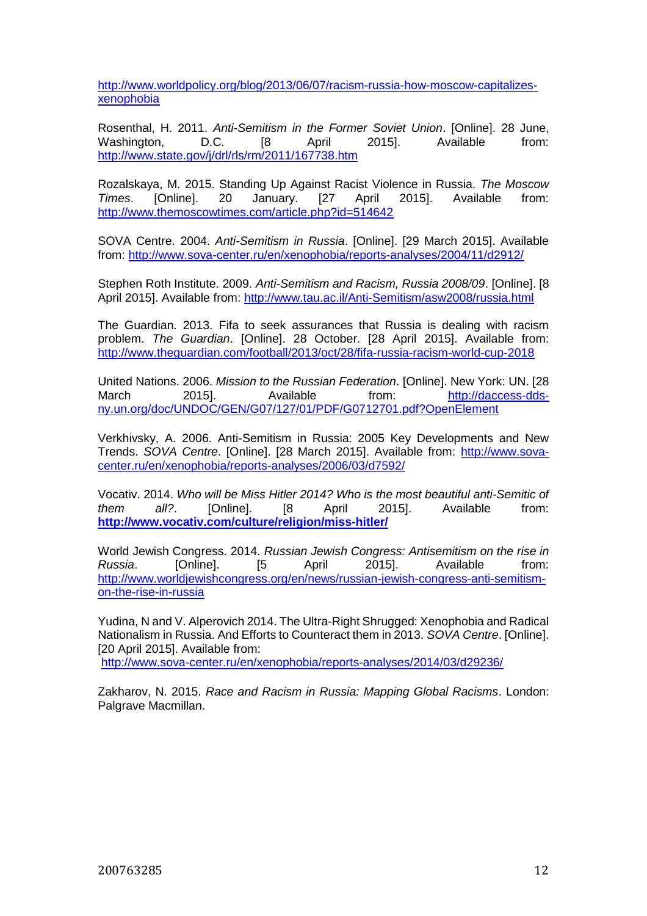http://www.worldpolicy.org/blog/2013/06/07/racism-russia-how-moscow-capitalizes-xenophobia

Rosenthal, H. 2011. *Anti-Semitism in the Former Soviet Union*. [Online]. 28 June, Washington, D.C. [8 April 2015]. Available from: http://www.state.gov/j/drl/rls/rm/2011/167738.htm

Rozalskaya, M. 2015. Standing Up Against Racist Violence in Russia. *The Moscow Times*. [Online]. 20 January. [27 April 2015]. Available from: http://www.themoscowtimes.com/article.php?id=514642

SOVA Centre. 2004. *Anti-Semitism in Russia*. [Online]. [29 March 2015]. Available from: http://www.sova-center.ru/en/xenophobia/reports-analyses/2004/11/d2912/

Stephen Roth Institute. 2009. *Anti-Semitism and Racism, Russia 2008/09*. [Online]. [8 April 2015]. Available from: http://www.tau.ac.il/Anti-Semitism/asw2008/russia.html

The Guardian. 2013. Fifa to seek assurances that Russia is dealing with racism problem. *The Guardian*. [Online]. 28 October. [28 April 2015]. Available from: http://www.theguardian.com/football/2013/oct/28/fifa-russia-racism-world-cup-2018

United Nations. 2006. *Mission to the Russian Federation*. [Online]. New York: UN. [28 March 2015]. Available from: http://daccess-dds-ny.un.org/doc/UNDOC/GEN/G07/127/01/PDF/G0712701.pdf?OpenElement

Verkhivsky, A. 2006. Anti-Semitism in Russia: 2005 Key Developments and New Trends. *SOVA Centre*. [Online]. [28 March 2015]. Available from: http://www.sova-center.ru/en/xenophobia/reports-analyses/2006/03/d7592/

Vocativ. 2014. *Who will be Miss Hitler 2014? Who is the most beautiful anti-Semitic of them all?*. [Online]. [8 April 2015]. Available from: **http://www.vocativ.com/culture/religion/miss-hitler/**

World Jewish Congress. 2014. *Russian Jewish Congress: Antisemitism on the rise in Russia*. [Online]. [5 April 2015]. Available from: http://www.worldjewishcongress.org/en/news/russian-jewish-congress-anti-semitism-on-the-rise-in-russia

Yudina, N and V. Alperovich 2014. The Ultra-Right Shrugged: Xenophobia and Radical Nationalism in Russia. And Efforts to Counteract them in 2013. *SOVA Centre*. [Online]. [20 April 2015]. Available from: http://www.sova-center.ru/en/xenophobia/reports-analyses/2014/03/d29236/

Zakharov, N. 2015. *Race and Racism in Russia: Mapping Global Racisms*. London: Palgrave Macmillan.